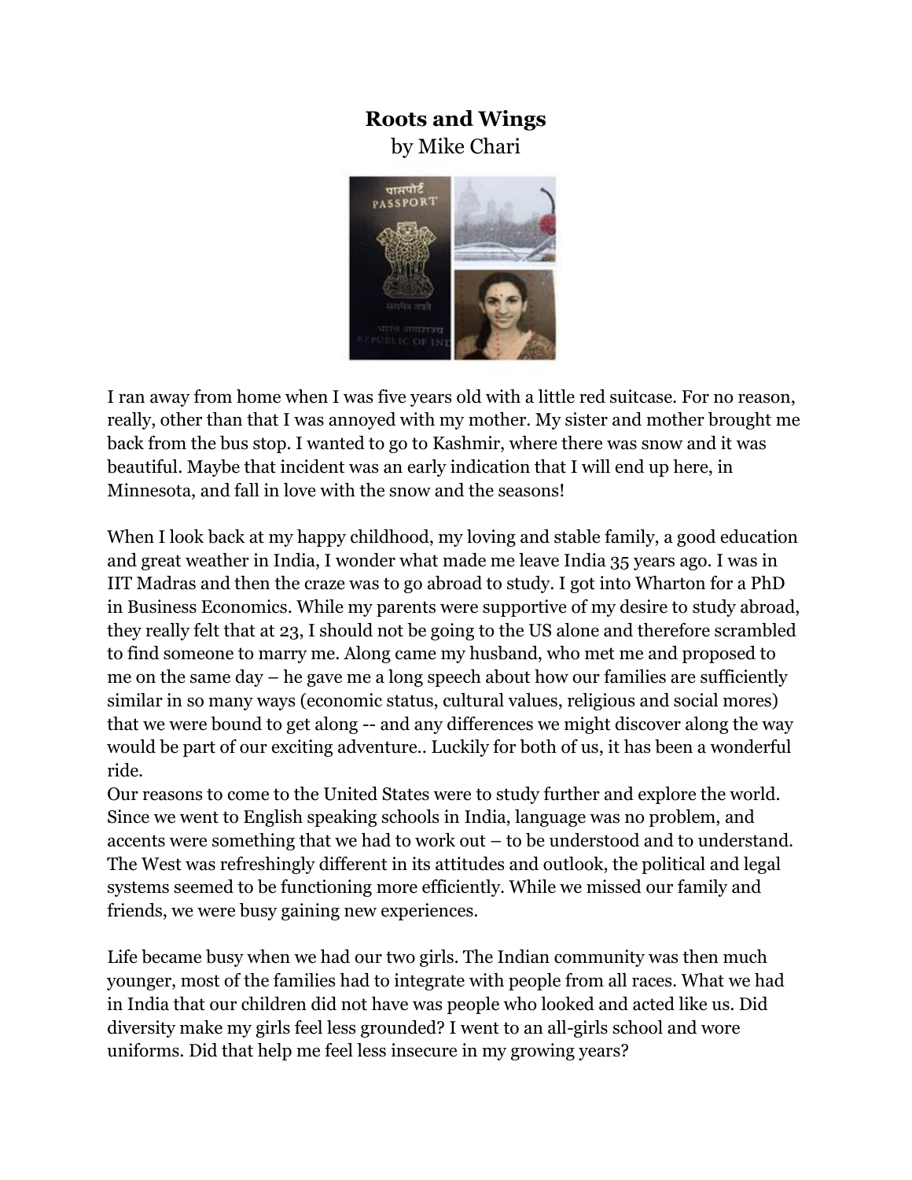# Roots and Wings

by Mike Chari

I ran away from home when I was five years old with a little red suitcase. For no reason, really, other than that I was annoyed with my mother. My sister and mother brought me back from the bus stop. I wanted to go to Kashmir, where there was snow and it was beautiful. Maybe that incident was an early indication that I will end up here, in Minnesota, and fall in love with the snow and the seasons!

When I look back at my happy childhood, my loving and stable family, a good education and great weather in India, I wonder what made me leave India 35 years ago. I was in IIT Madras and then the craze was to go abroad to study. I got into Wharton for a PhD in Business Economics. While my parents were supportive of my desire to study abroad, they really felt that at 23, I should not be going to the US alone and therefore scrambled to find someone to marry me. Along came my husband, who met me and proposed to me on the same day – he gave me a long speech about how our families are sufficiently similar in so many ways (economic status, cultural values, religious and social mores) that we were bound to get along -- and any differences we might discover along the way would be part of our exciting adventure.. Luckily for both of us, it has been a wonderful ride.

Our reasons to come to the United States were to study further and explore the world. Since we went to English speaking schools in India, language was no problem, and accents were something that we had to work out – to be understood and to understand. The West was refreshingly different in its attitudes and outlook, the political and legal systems seemed to be functioning more efficiently. While we missed our family and friends, we were busy gaining new experiences.

Life became busy when we had our two girls. The Indian community was then much younger, most of the families had to integrate with people from all races. What we had in India that our children did not have was people who looked and acted like us. Did diversity make my girls feel less grounded? I went to an all-girls school and wore uniforms. Did that help me feel less insecure in my growing years?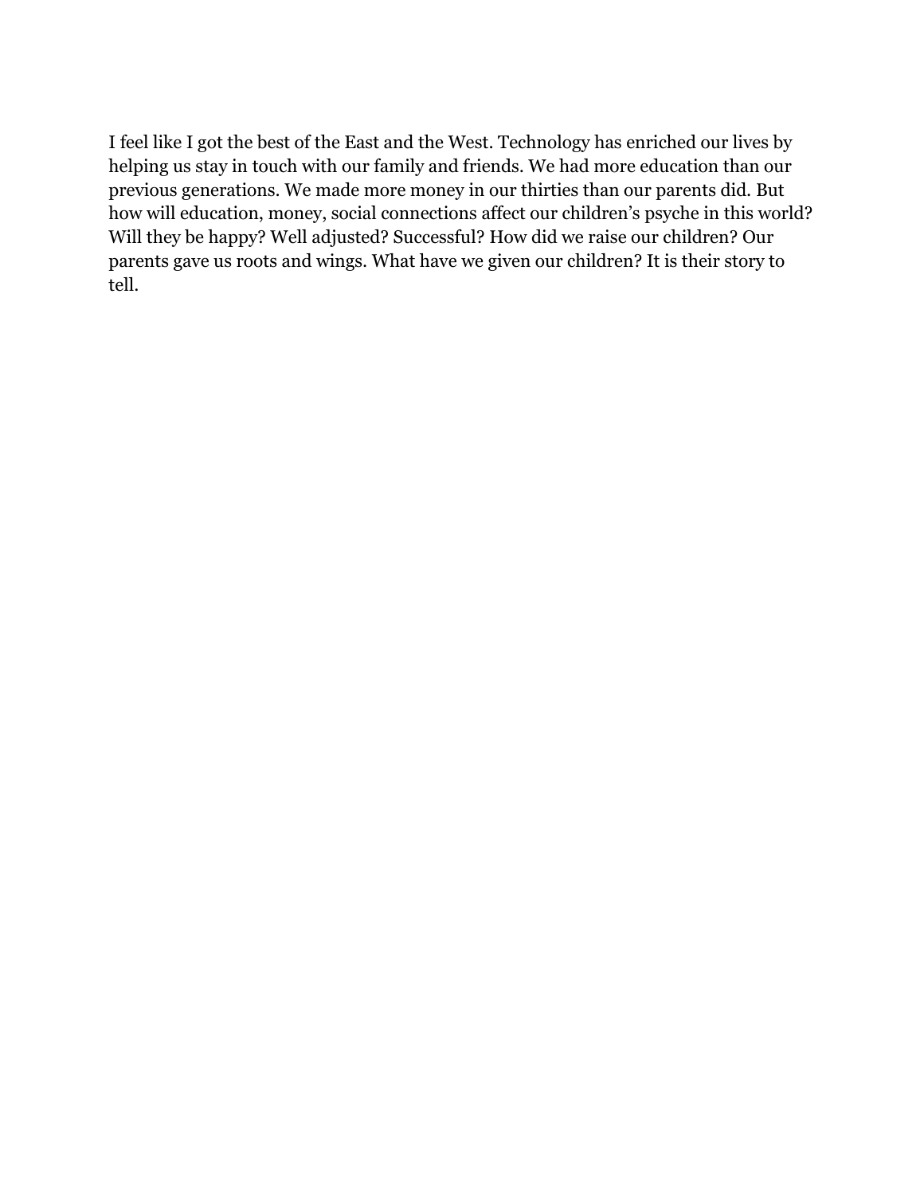I feel like I got the best of the East and the West. Technology has enriched our lives by helping us stay in touch with our family and friends. We had more education than our previous generations. We made more money in our thirties than our parents did. But how will education, money, social connections affect our children's psyche in this world? Will they be happy? Well adjusted? Successful? How did we raise our children? Our parents gave us roots and wings. What have we given our children? It is their story to tell.